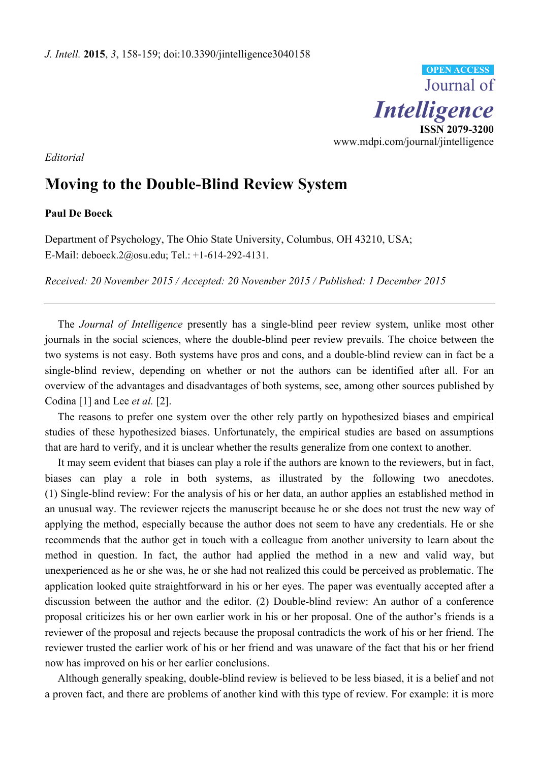*Editorial*

# Moving to the Double-Blind Review System

**Paul De Boeck**

Department of Psychology, The Ohio State University, Columbus, OH 43210, USA;
E-Mail: deboeck.2@osu.edu; Tel.: +1-614-292-4131.

*Received: 20 November 2015 / Accepted: 20 November 2015 / Published: 1 December 2015*

---

The *Journal of Intelligence* presently has a single-blind peer review system, unlike most other journals in the social sciences, where the double-blind peer review prevails. The choice between the two systems is not easy. Both systems have pros and cons, and a double-blind review can in fact be a single-blind review, depending on whether or not the authors can be identified after all. For an overview of the advantages and disadvantages of both systems, see, among other sources published by Codina [1] and Lee *et al.* [2].

The reasons to prefer one system over the other rely partly on hypothesized biases and empirical studies of these hypothesized biases. Unfortunately, the empirical studies are based on assumptions that are hard to verify, and it is unclear whether the results generalize from one context to another.

It may seem evident that biases can play a role if the authors are known to the reviewers, but in fact, biases can play a role in both systems, as illustrated by the following two anecdotes. (1) Single-blind review: For the analysis of his or her data, an author applies an established method in an unusual way. The reviewer rejects the manuscript because he or she does not trust the new way of applying the method, especially because the author does not seem to have any credentials. He or she recommends that the author get in touch with a colleague from another university to learn about the method in question. In fact, the author had applied the method in a new and valid way, but unexperienced as he or she was, he or she had not realized this could be perceived as problematic. The application looked quite straightforward in his or her eyes. The paper was eventually accepted after a discussion between the author and the editor. (2) Double-blind review: An author of a conference proposal criticizes his or her own earlier work in his or her proposal. One of the author's friends is a reviewer of the proposal and rejects because the proposal contradicts the work of his or her friend. The reviewer trusted the earlier work of his or her friend and was unaware of the fact that his or her friend now has improved on his or her earlier conclusions.

Although generally speaking, double-blind review is believed to be less biased, it is a belief and not a proven fact, and there are problems of another kind with this type of review. For example: it is more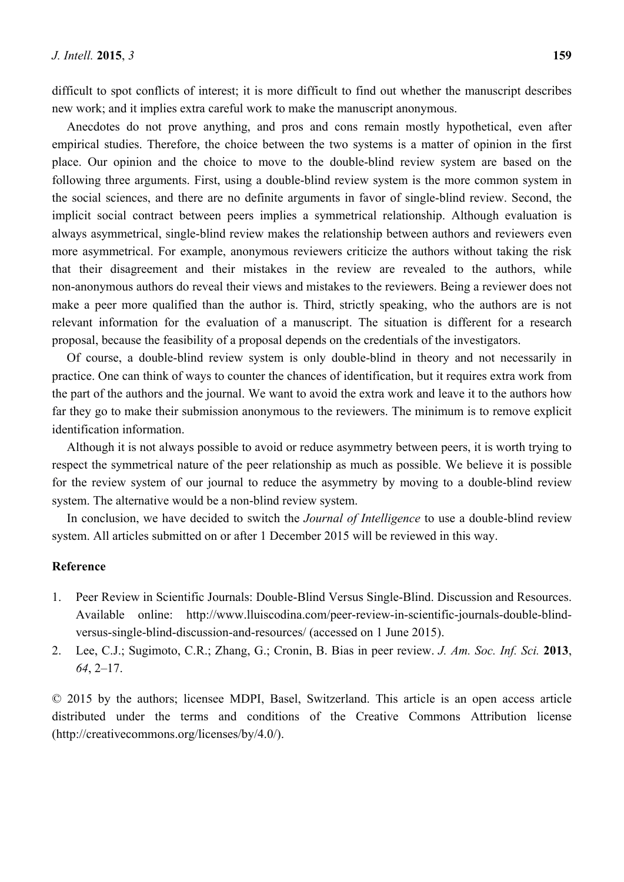difficult to spot conflicts of interest; it is more difficult to find out whether the manuscript describes new work; and it implies extra careful work to make the manuscript anonymous.

Anecdotes do not prove anything, and pros and cons remain mostly hypothetical, even after empirical studies. Therefore, the choice between the two systems is a matter of opinion in the first place. Our opinion and the choice to move to the double-blind review system are based on the following three arguments. First, using a double-blind review system is the more common system in the social sciences, and there are no definite arguments in favor of single-blind review. Second, the implicit social contract between peers implies a symmetrical relationship. Although evaluation is always asymmetrical, single-blind review makes the relationship between authors and reviewers even more asymmetrical. For example, anonymous reviewers criticize the authors without taking the risk that their disagreement and their mistakes in the review are revealed to the authors, while non-anonymous authors do reveal their views and mistakes to the reviewers. Being a reviewer does not make a peer more qualified than the author is. Third, strictly speaking, who the authors are is not relevant information for the evaluation of a manuscript. The situation is different for a research proposal, because the feasibility of a proposal depends on the credentials of the investigators.

Of course, a double-blind review system is only double-blind in theory and not necessarily in practice. One can think of ways to counter the chances of identification, but it requires extra work from the part of the authors and the journal. We want to avoid the extra work and leave it to the authors how far they go to make their submission anonymous to the reviewers. The minimum is to remove explicit identification information.

Although it is not always possible to avoid or reduce asymmetry between peers, it is worth trying to respect the symmetrical nature of the peer relationship as much as possible. We believe it is possible for the review system of our journal to reduce the asymmetry by moving to a double-blind review system. The alternative would be a non-blind review system.

In conclusion, we have decided to switch the *Journal of Intelligence* to use a double-blind review system. All articles submitted on or after 1 December 2015 will be reviewed in this way.

## Reference

1. Peer Review in Scientific Journals: Double-Blind Versus Single-Blind. Discussion and Resources. Available online: http://www.lluiscodina.com/peer-review-in-scientific-journals-double-blind-versus-single-blind-discussion-and-resources/ (accessed on 1 June 2015).
2. Lee, C.J.; Sugimoto, C.R.; Zhang, G.; Cronin, B. Bias in peer review. *J. Am. Soc. Inf. Sci.* **2013**, *64*, 2–17.

© 2015 by the authors; licensee MDPI, Basel, Switzerland. This article is an open access article distributed under the terms and conditions of the Creative Commons Attribution license (http://creativecommons.org/licenses/by/4.0/).